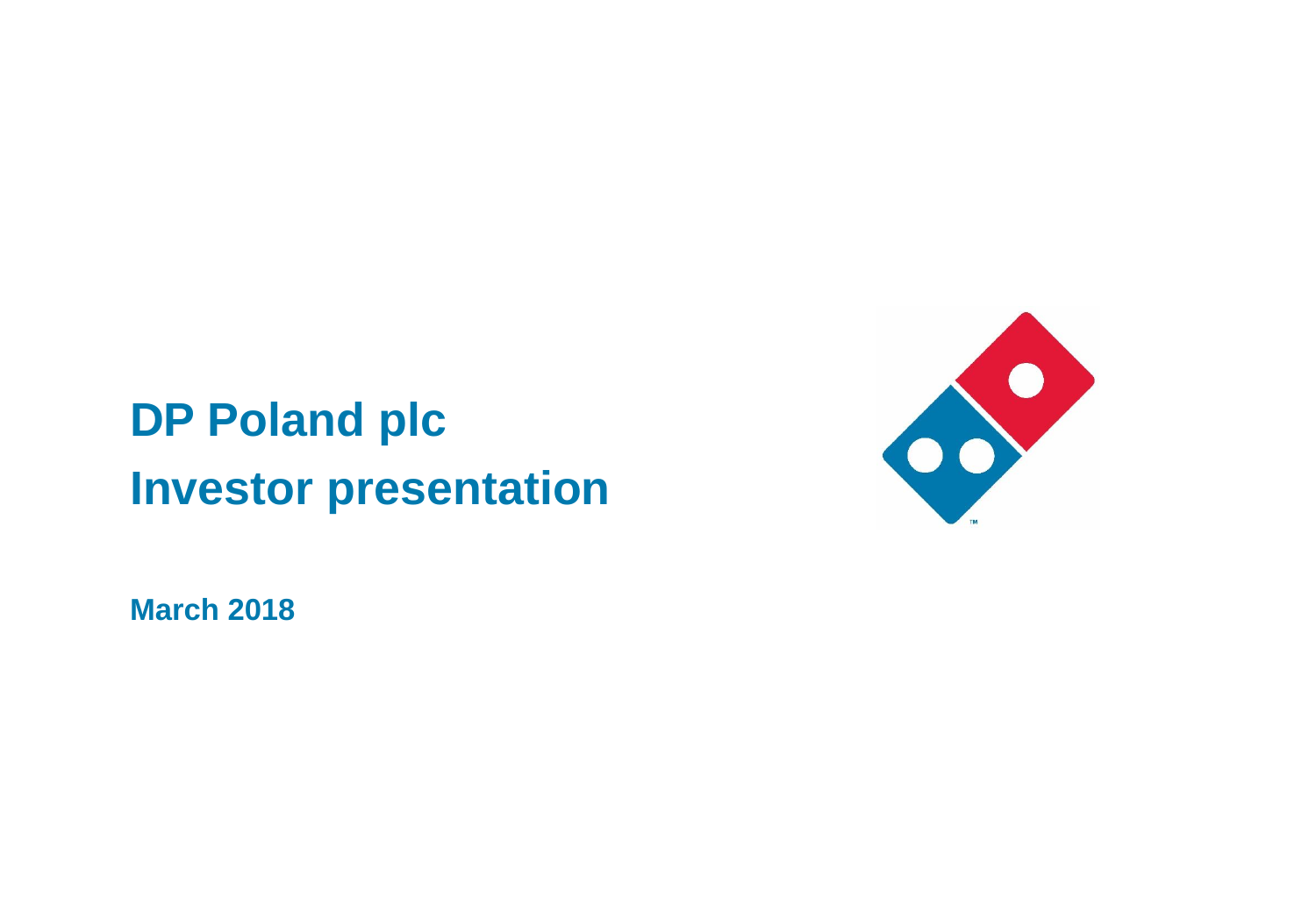# DP Poland plc
# Investor presentation

**March 2018**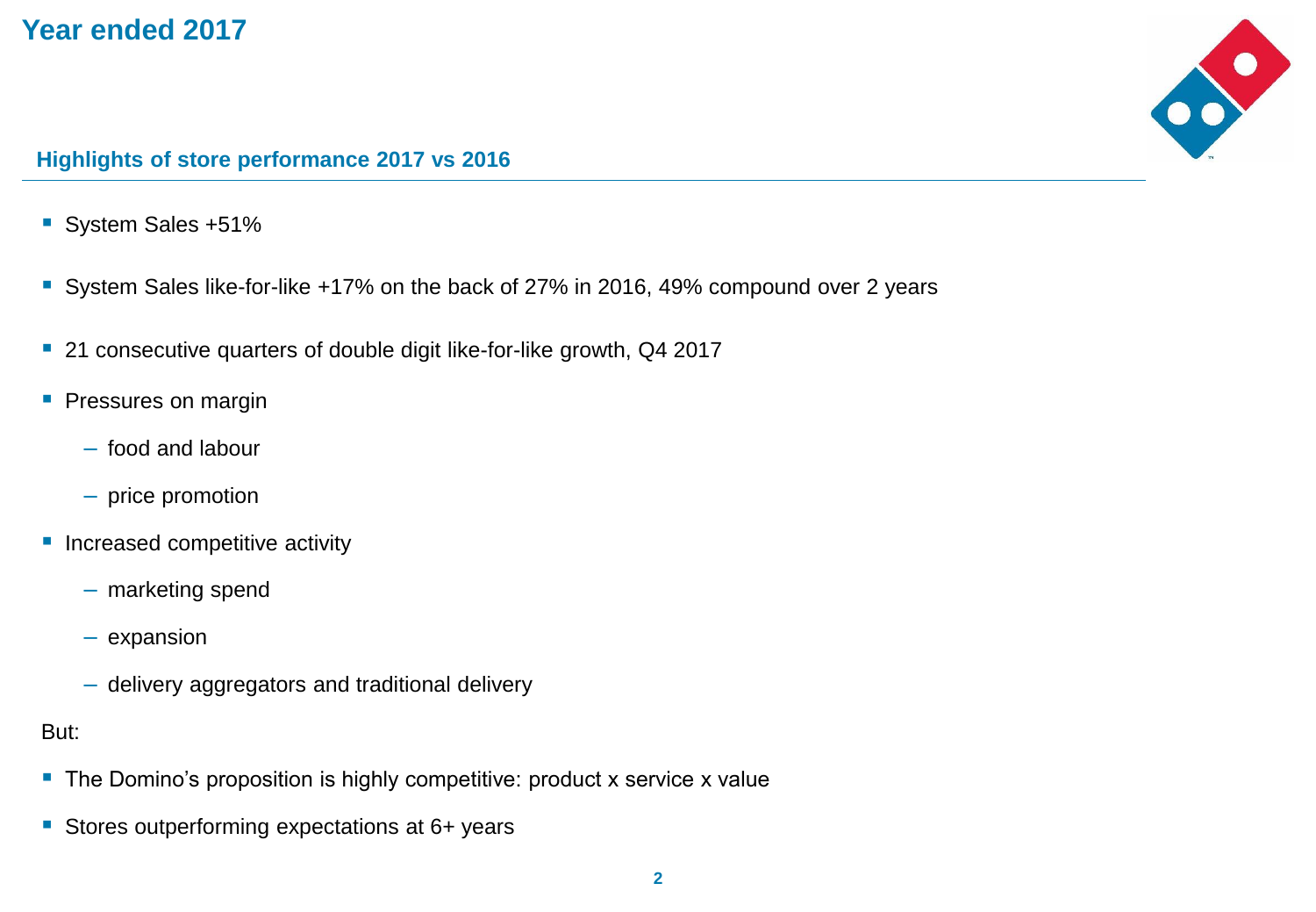# Year ended 2017

## Highlights of store performance 2017 vs 2016

- System Sales +51%
- System Sales like-for-like +17% on the back of 27% in 2016, 49% compound over 2 years
- 21 consecutive quarters of double digit like-for-like growth, Q4 2017
- Pressures on margin
  - food and labour
  - price promotion
- Increased competitive activity
  - marketing spend
  - expansion
  - delivery aggregators and traditional delivery

But:

- The Domino's proposition is highly competitive: product x service x value
- Stores outperforming expectations at 6+ years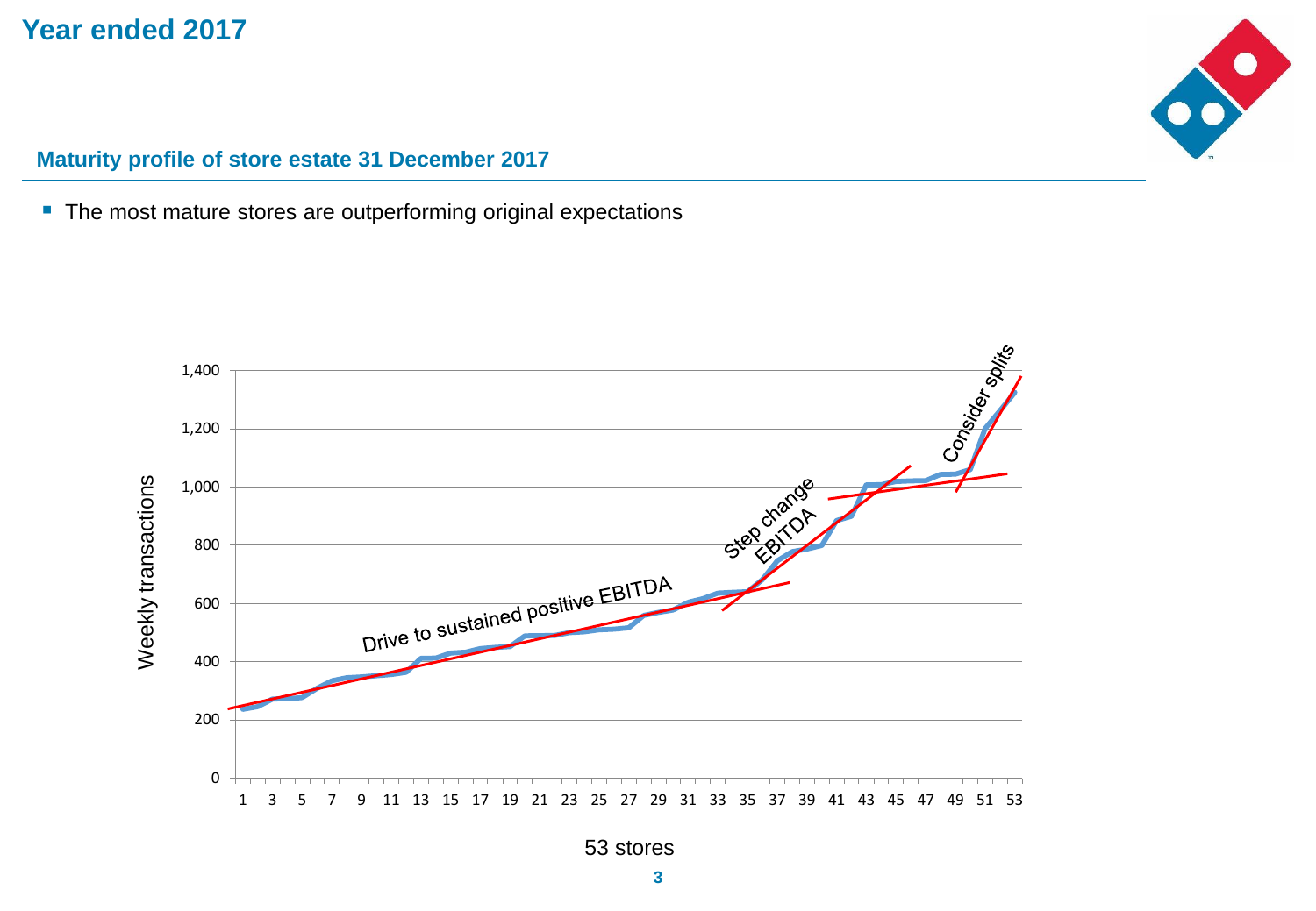# Year ended 2017

## Maturity profile of store estate 31 December 2017

- The most mature stores are outperforming original expectations

Weekly transactions

Drive to sustained positive EBITDA

Step change EBITDA

Consider splits

53 stores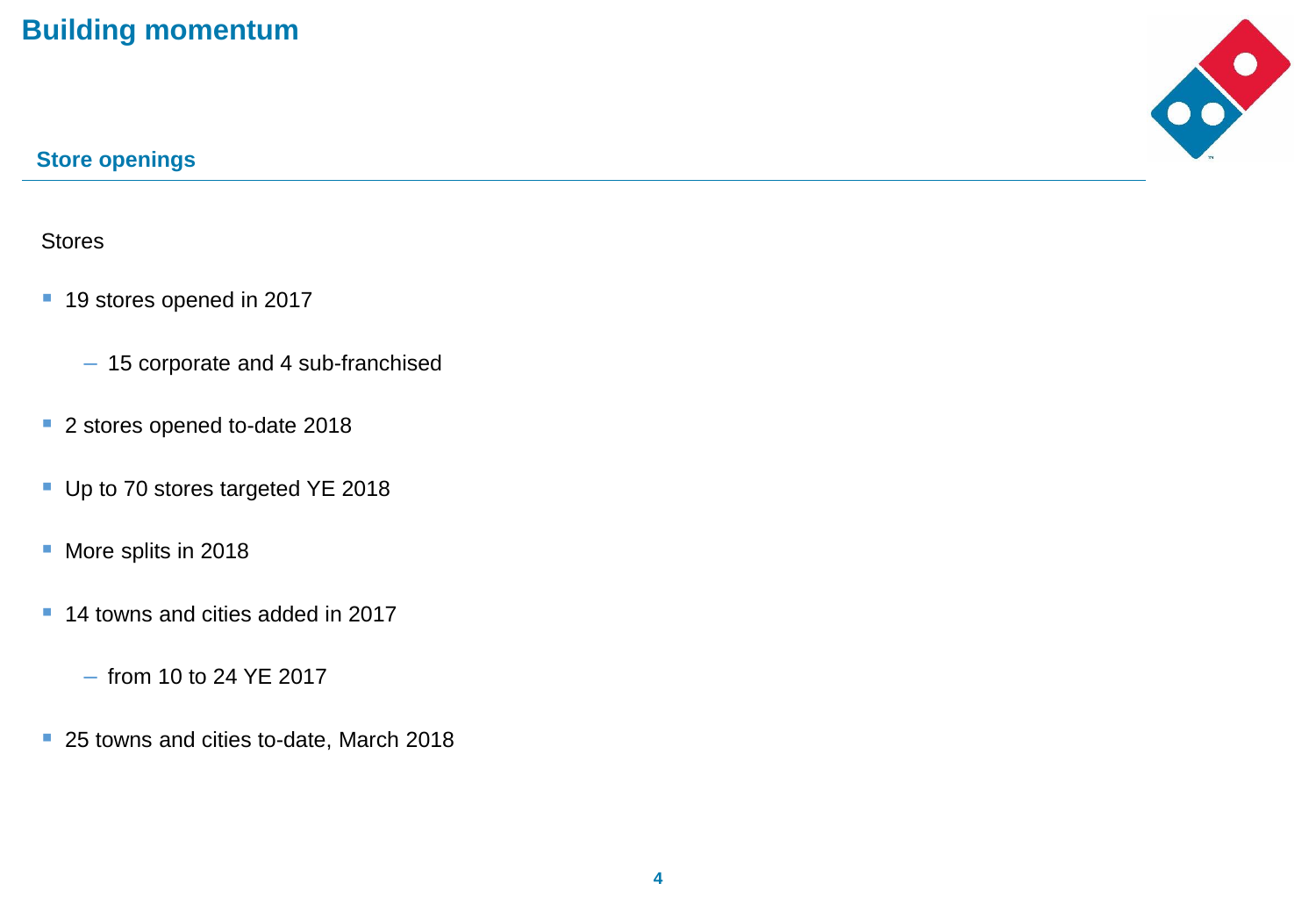# Building momentum

## Store openings

Stores

- 19 stores opened in 2017
  - 15 corporate and 4 sub-franchised
- 2 stores opened to-date 2018
- Up to 70 stores targeted YE 2018
- More splits in 2018
- 14 towns and cities added in 2017
  - from 10 to 24 YE 2017
- 25 towns and cities to-date, March 2018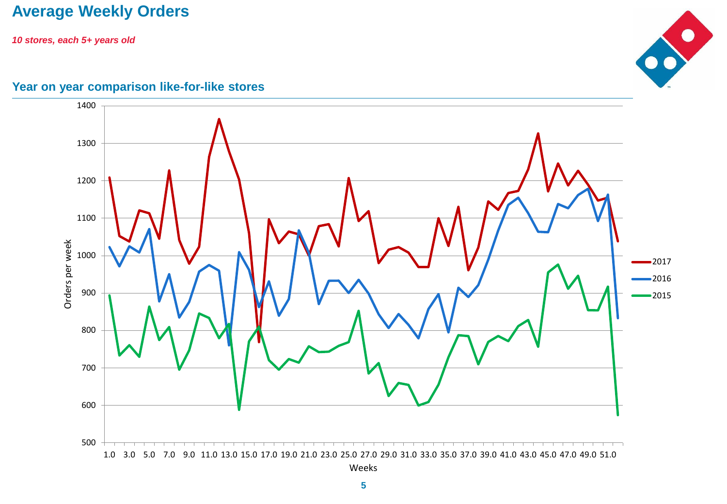# Average Weekly Orders

***10 stores, each 5+ years old***

## Year on year comparison like-for-like stores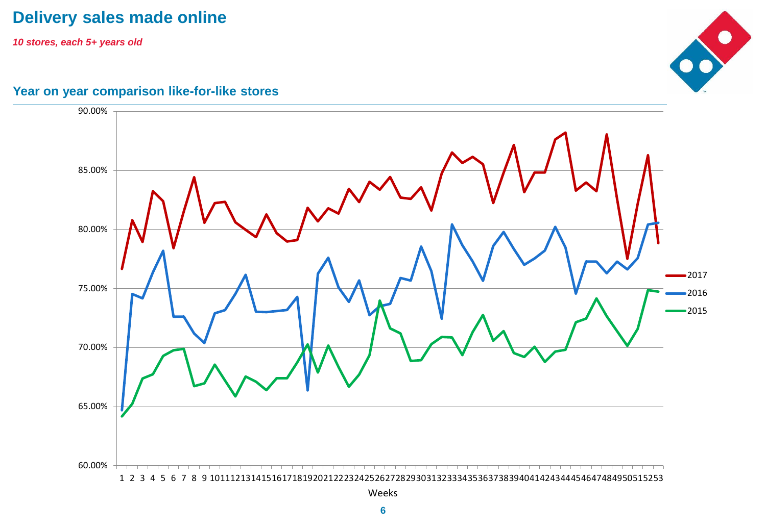# Delivery sales made online

***10 stores, each 5+ years old***

## Year on year comparison like-for-like stores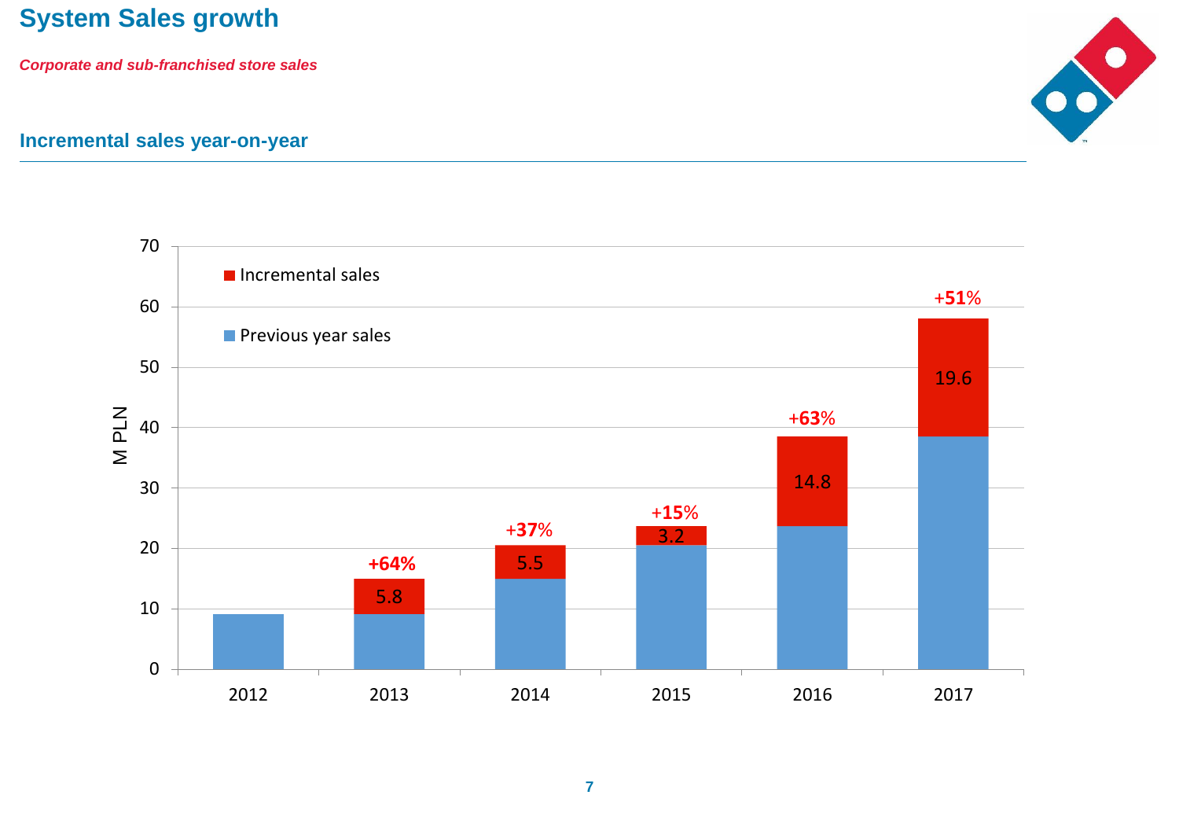# System Sales growth

*Corporate and sub-franchised store sales*

## Incremental sales year-on-year

M PLN

- Incremental sales
- Previous year sales

| Year | Previous year sales | Incremental sales | Growth |
|---|---|---|---|
| 2012 | | | |
| 2013 | | 5.8 | +64% |
| 2014 | | 5.5 | +37% |
| 2015 | | 3.2 | +15% |
| 2016 | | 14.8 | +63% |
| 2017 | | 19.6 | +51% |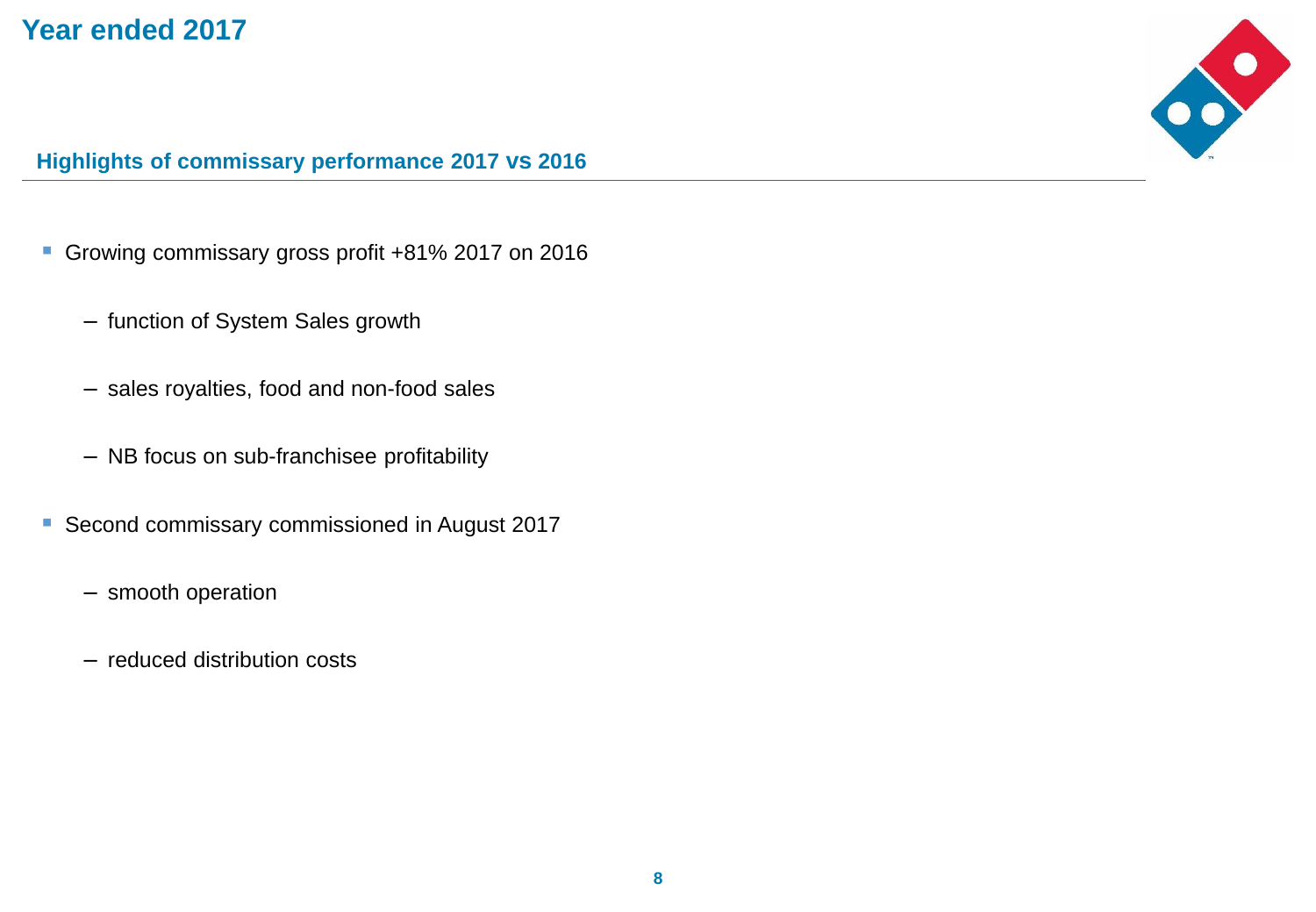# Year ended 2017

## Highlights of commissary performance 2017 vs 2016

- Growing commissary gross profit +81% 2017 on 2016
  - function of System Sales growth
  - sales royalties, food and non-food sales
  - NB focus on sub-franchisee profitability
- Second commissary commissioned in August 2017
  - smooth operation
  - reduced distribution costs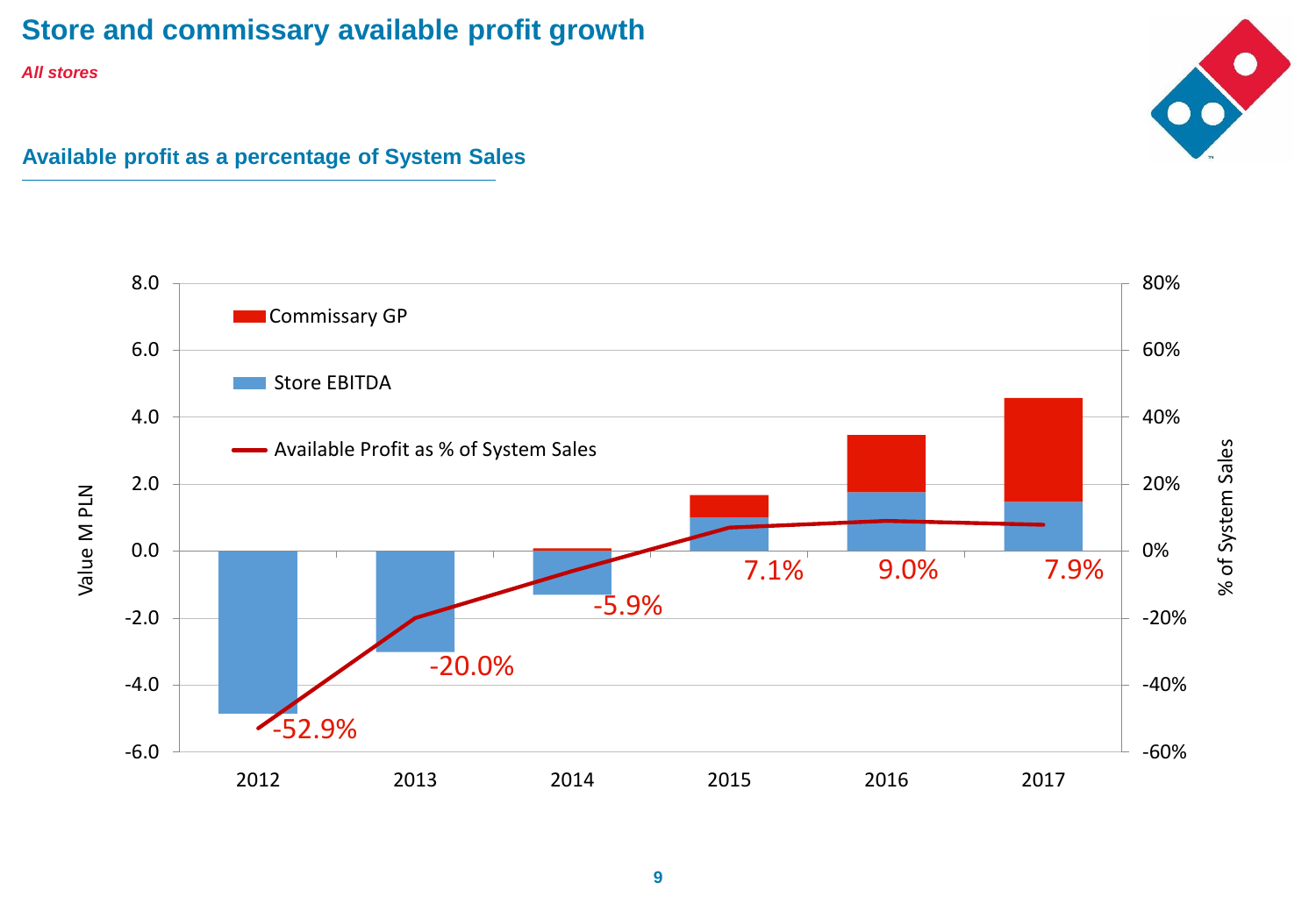# Store and commissary available profit growth

*All stores*

## Available profit as a percentage of System Sales

Value M PLN

% of System Sales

- Commissary GP
- Store EBITDA
- Available Profit as % of System Sales

| Year | Available Profit as % of System Sales |
|---|---|
| 2012 | -52.9% |
| 2013 | -20.0% |
| 2014 | -5.9% |
| 2015 | 7.1% |
| 2016 | 9.0% |
| 2017 | 7.9% |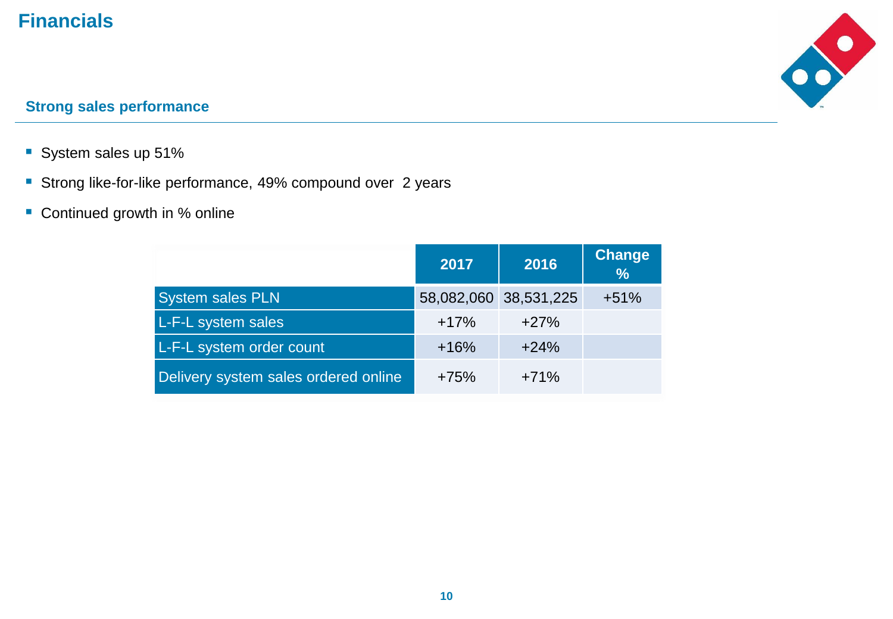# Financials

## Strong sales performance

- System sales up 51%
- Strong like-for-like performance, 49% compound over  2 years
- Continued growth in % online

| | 2017 | 2016 | Change % |
|---|---|---|---|
| System sales PLN | 58,082,060 | 38,531,225 | +51% |
| L-F-L system sales | +17% | +27% | |
| L-F-L system order count | +16% | +24% | |
| Delivery system sales ordered online | +75% | +71% | |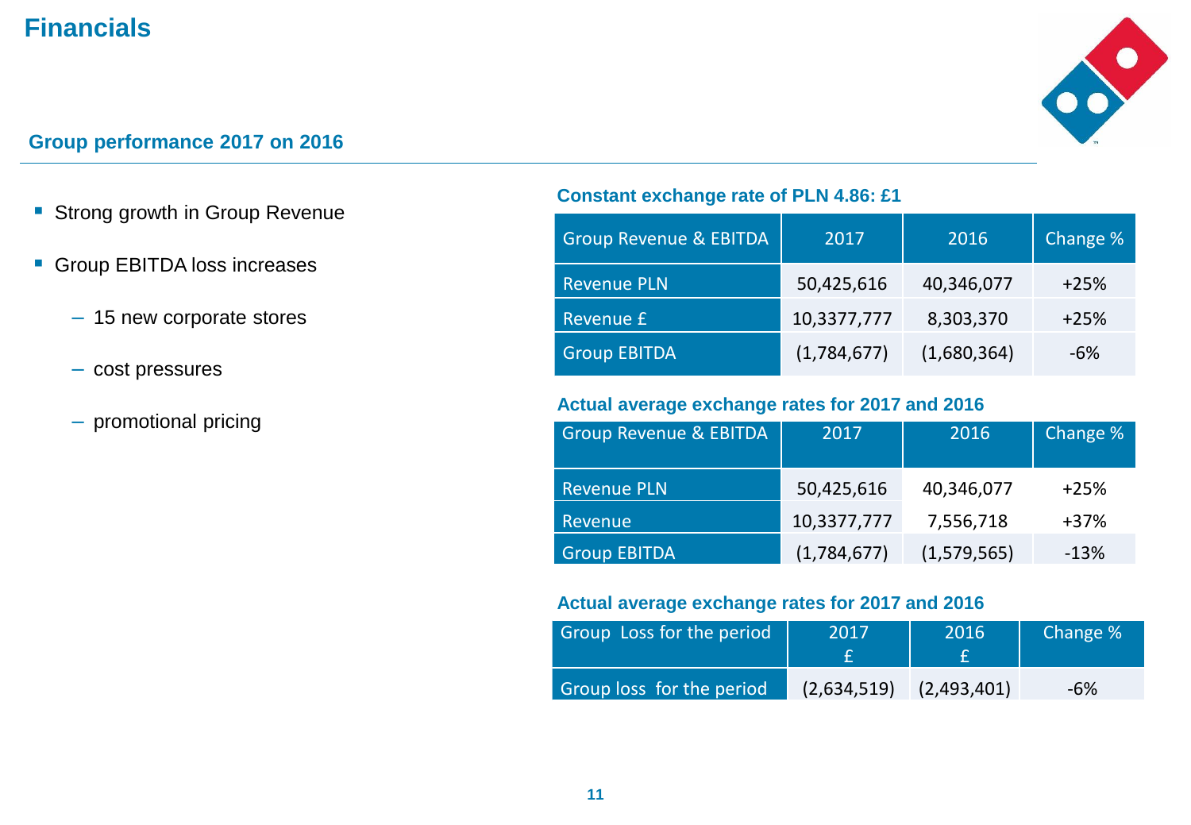# Financials

## Group performance 2017 on 2016

- Strong growth in Group Revenue
- Group EBITDA loss increases
  - 15 new corporate stores
  - cost pressures
  - promotional pricing

### Constant exchange rate of PLN 4.86: £1

| Group Revenue & EBITDA | 2017 | 2016 | Change % |
|---|---|---|---|
| Revenue PLN | 50,425,616 | 40,346,077 | +25% |
| Revenue £ | 10,3377,777 | 8,303,370 | +25% |
| Group EBITDA | (1,784,677) | (1,680,364) | -6% |

### Actual average exchange rates for 2017 and 2016

| Group Revenue & EBITDA | 2017 | 2016 | Change % |
|---|---|---|---|
| Revenue PLN | 50,425,616 | 40,346,077 | +25% |
| Revenue | 10,3377,777 | 7,556,718 | +37% |
| Group EBITDA | (1,784,677) | (1,579,565) | -13% |

### Actual average exchange rates for 2017 and 2016

| Group Loss for the period | 2017 £ | 2016 £ | Change % |
|---|---|---|---|
| Group loss for the period | (2,634,519) | (2,493,401) | -6% |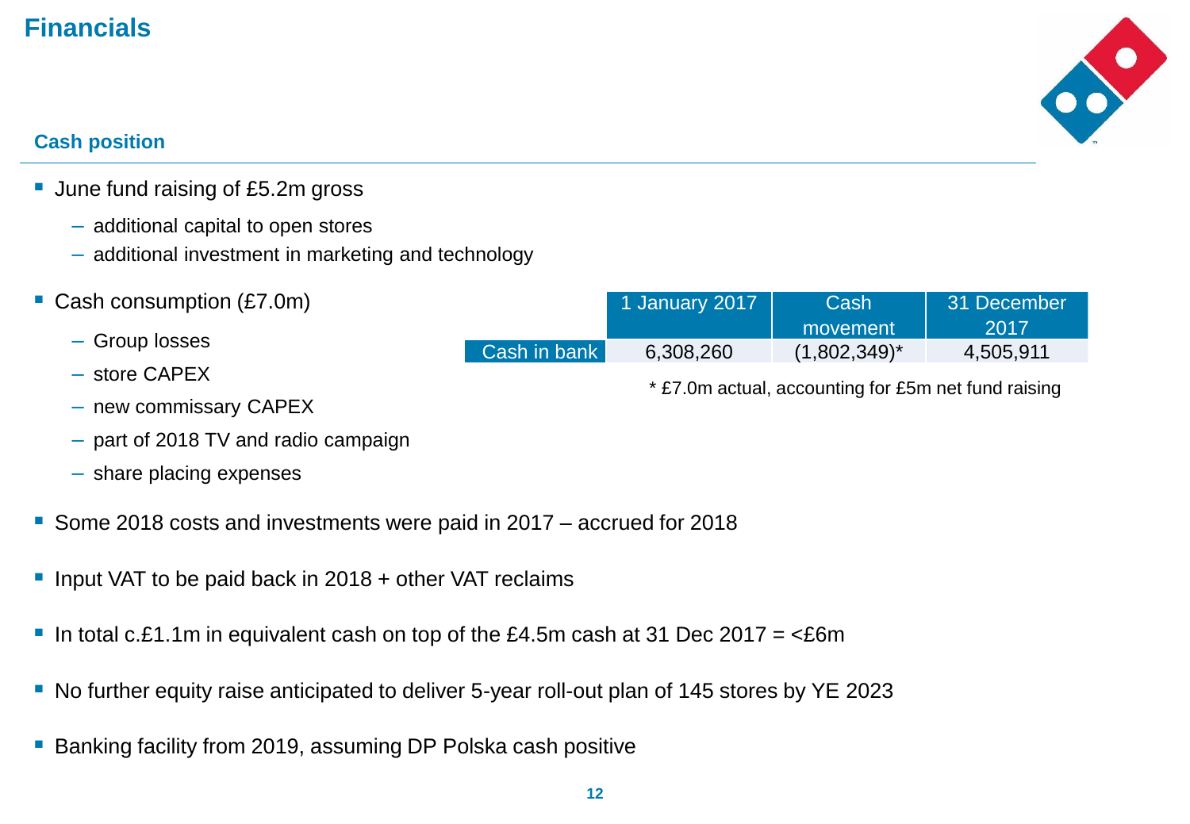# Financials

## Cash position

- June fund raising of £5.2m gross
  - additional capital to open stores
  - additional investment in marketing and technology
- Cash consumption (£7.0m)
  - Group losses
  - store CAPEX
  - new commissary CAPEX
  - part of 2018 TV and radio campaign
  - share placing expenses

| | 1 January 2017 | Cash movement | 31 December 2017 |
|---|---|---|---|
| Cash in bank | 6,308,260 | (1,802,349)* | 4,505,911 |

* £7.0m actual, accounting for £5m net fund raising

- Some 2018 costs and investments were paid in 2017 – accrued for 2018
- Input VAT to be paid back in 2018 + other VAT reclaims
- In total c.£1.1m in equivalent cash on top of the £4.5m cash at 31 Dec 2017 = <£6m
- No further equity raise anticipated to deliver 5-year roll-out plan of 145 stores by YE 2023
- Banking facility from 2019, assuming DP Polska cash positive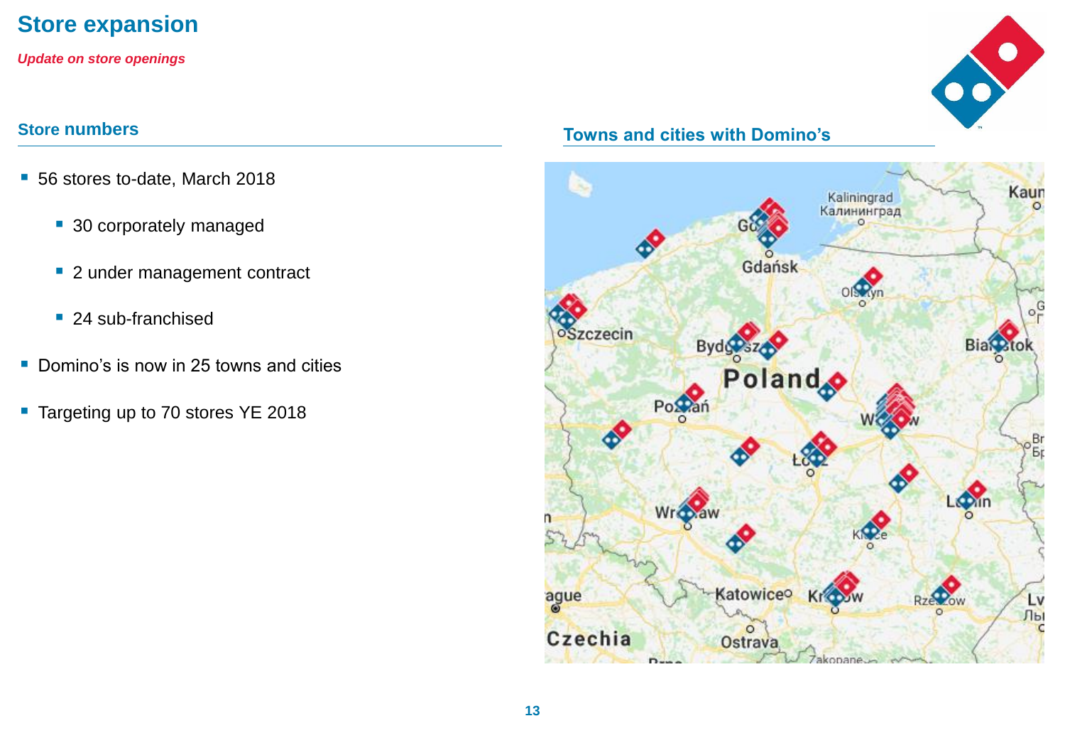# Store expansion

***Update on store openings***

## Store numbers

- 56 stores to-date, March 2018
  - 30 corporately managed
  - 2 under management contract
  - 24 sub-franchised
- Domino's is now in 25 towns and cities
- Targeting up to 70 stores YE 2018

## Towns and cities with Domino's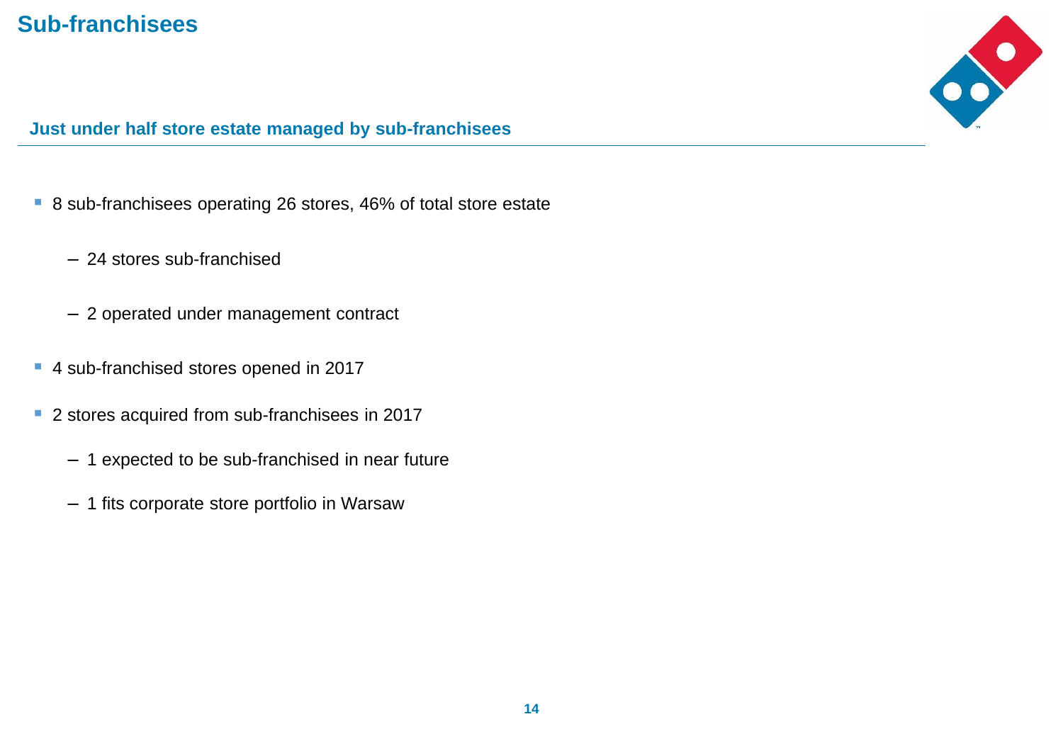# Sub-franchisees

## Just under half store estate managed by sub-franchisees

- 8 sub-franchisees operating 26 stores, 46% of total store estate
  - 24 stores sub-franchised
  - 2 operated under management contract
- 4 sub-franchised stores opened in 2017
- 2 stores acquired from sub-franchisees in 2017
  - 1 expected to be sub-franchised in near future
  - 1 fits corporate store portfolio in Warsaw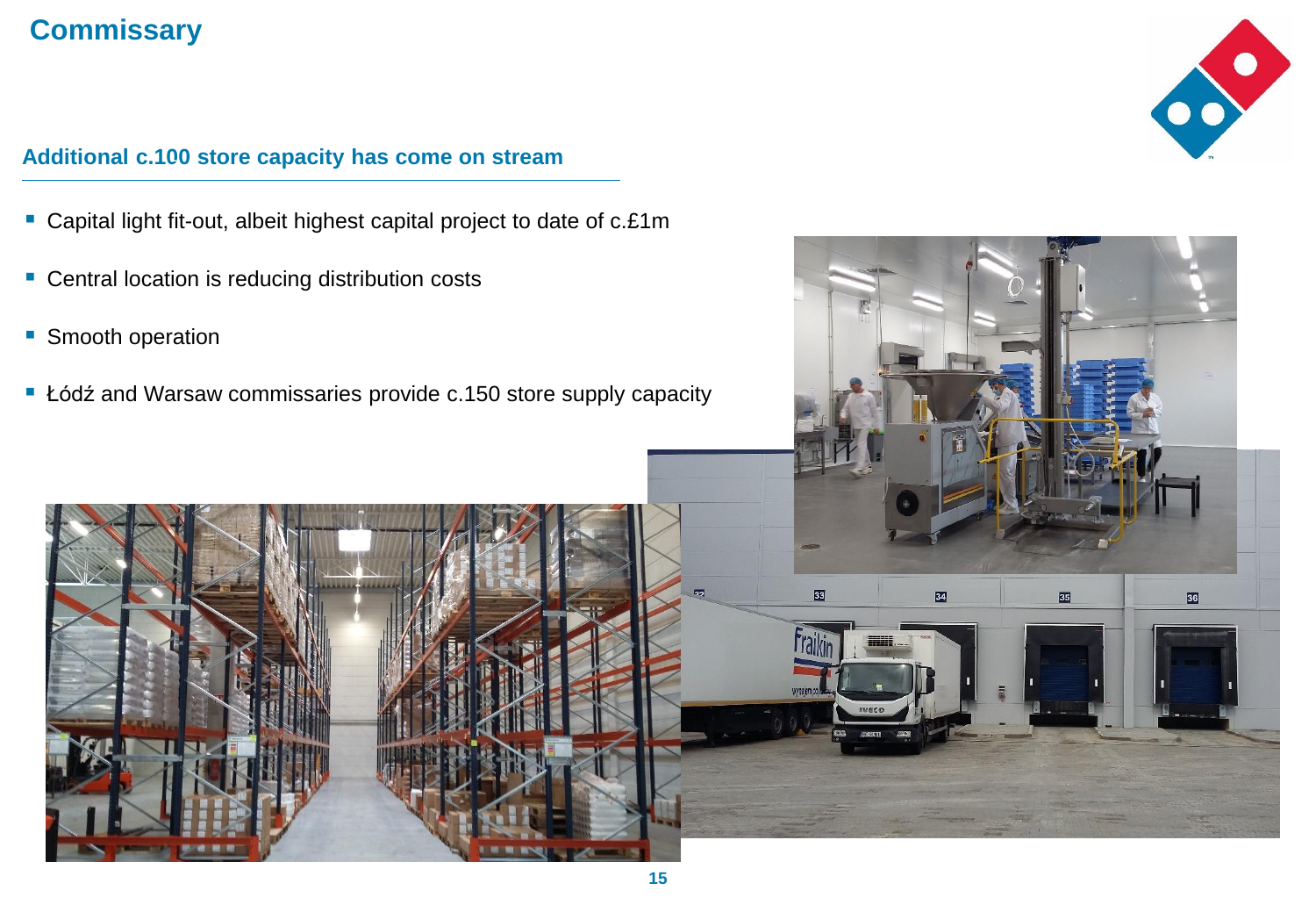# Commissary

## Additional c.100 store capacity has come on stream

- Capital light fit-out, albeit highest capital project to date of c.£1m
- Central location is reducing distribution costs
- Smooth operation
- Łódź and Warsaw commissaries provide c.150 store supply capacity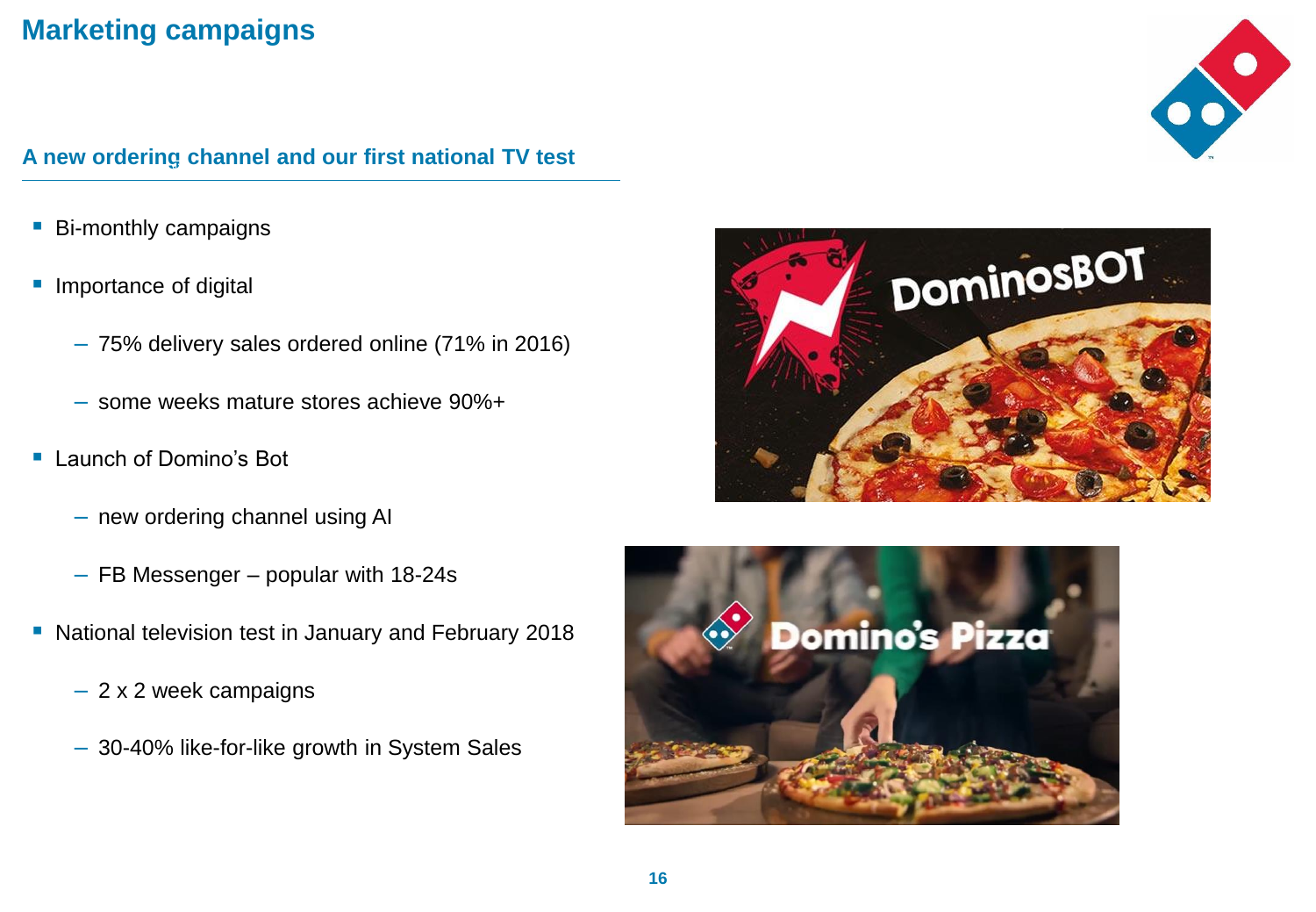# Marketing campaigns

## A new ordering channel and our first national TV test

- Bi-monthly campaigns
- Importance of digital
  - 75% delivery sales ordered online (71% in 2016)
  - some weeks mature stores achieve 90%+
- Launch of Domino's Bot
  - new ordering channel using AI
  - FB Messenger – popular with 18-24s
- National television test in January and February 2018
  - 2 x 2 week campaigns
  - 30-40% like-for-like growth in System Sales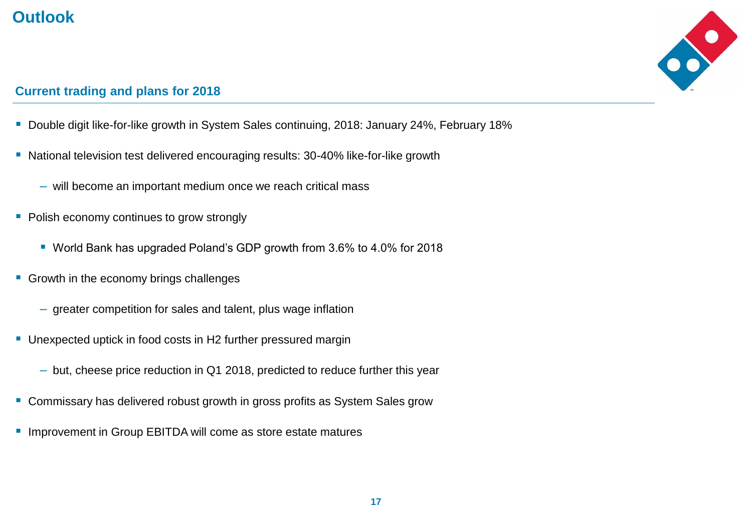# Outlook

## Current trading and plans for 2018

- Double digit like-for-like growth in System Sales continuing, 2018: January 24%, February 18%
- National television test delivered encouraging results: 30-40% like-for-like growth
  - will become an important medium once we reach critical mass
- Polish economy continues to grow strongly
  - World Bank has upgraded Poland's GDP growth from 3.6% to 4.0% for 2018
- Growth in the economy brings challenges
  - greater competition for sales and talent, plus wage inflation
- Unexpected uptick in food costs in H2 further pressured margin
  - but, cheese price reduction in Q1 2018, predicted to reduce further this year
- Commissary has delivered robust growth in gross profits as System Sales grow
- Improvement in Group EBITDA will come as store estate matures